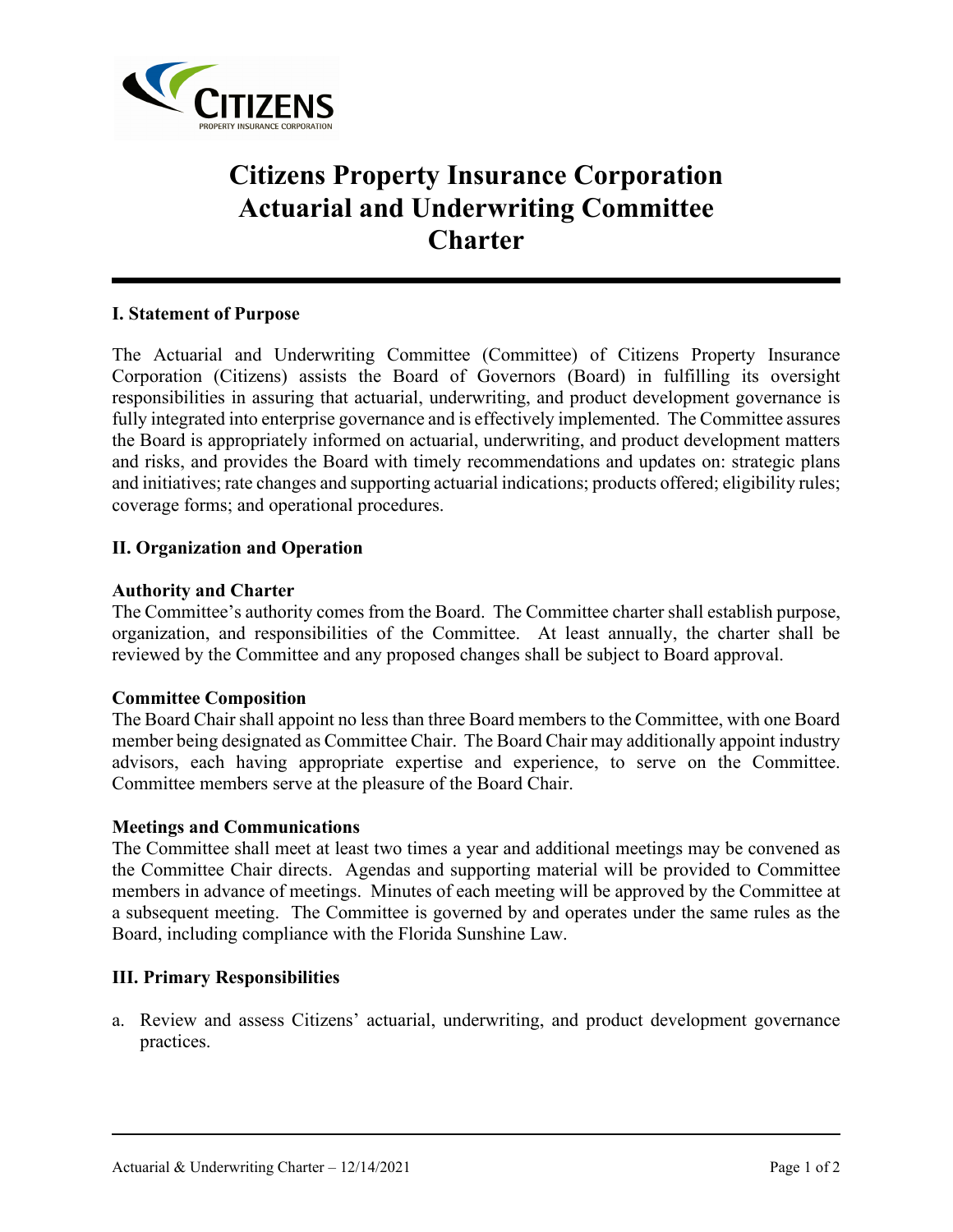# Citizens Property Insurance Corporation Actuarial and Underwriting Committee Charter

## I. Statement of Purpose

The Actuarial and Underwriting Committee (Committee) of Citizens Property Insurance Corporation (Citizens) assists the Board of Governors (Board) in fulfilling its oversight responsibilities in assuring that actuarial, underwriting, and product development governance is fully integrated into enterprise governance and is effectively implemented. The Committee assures the Board is appropriately informed on actuarial, underwriting, and product development matters and risks, and provides the Board with timely recommendations and updates on: strategic plans and initiatives; rate changes and supporting actuarial indications; products offered; eligibility rules; coverage forms; and operational procedures.

## II. Organization and Operation

### Authority and Charter

The Committee's authority comes from the Board. The Committee charter shall establish purpose, organization, and responsibilities of the Committee. At least annually, the charter shall be reviewed by the Committee and any proposed changes shall be subject to Board approval.

### Committee Composition

The Board Chair shall appoint no less than three Board members to the Committee, with one Board member being designated as Committee Chair. The Board Chair may additionally appoint industry advisors, each having appropriate expertise and experience, to serve on the Committee. Committee members serve at the pleasure of the Board Chair.

### Meetings and Communications

The Committee shall meet at least two times a year and additional meetings may be convened as the Committee Chair directs. Agendas and supporting material will be provided to Committee members in advance of meetings. Minutes of each meeting will be approved by the Committee at a subsequent meeting. The Committee is governed by and operates under the same rules as the Board, including compliance with the Florida Sunshine Law.

## III. Primary Responsibilities

a. Review and assess Citizens' actuarial, underwriting, and product development governance practices.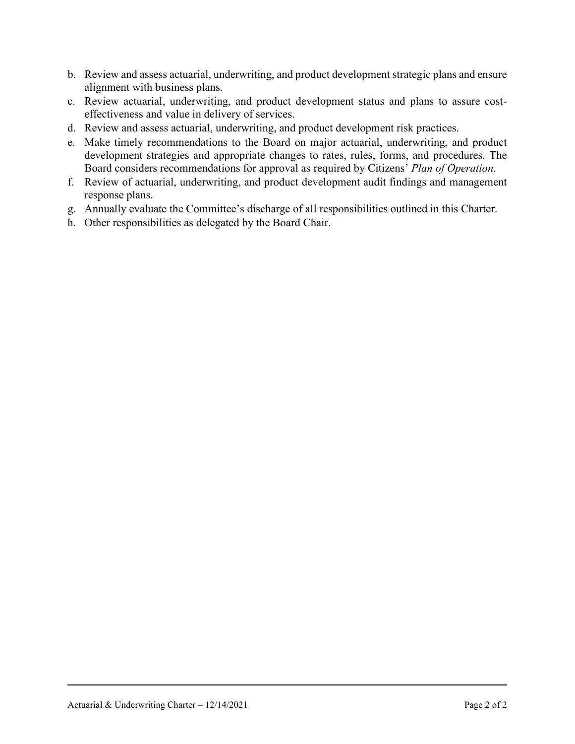b. Review and assess actuarial, underwriting, and product development strategic plans and ensure alignment with business plans.
c. Review actuarial, underwriting, and product development status and plans to assure cost-effectiveness and value in delivery of services.
d. Review and assess actuarial, underwriting, and product development risk practices.
e. Make timely recommendations to the Board on major actuarial, underwriting, and product development strategies and appropriate changes to rates, rules, forms, and procedures. The Board considers recommendations for approval as required by Citizens' *Plan of Operation*.
f. Review of actuarial, underwriting, and product development audit findings and management response plans.
g. Annually evaluate the Committee's discharge of all responsibilities outlined in this Charter.
h. Other responsibilities as delegated by the Board Chair.